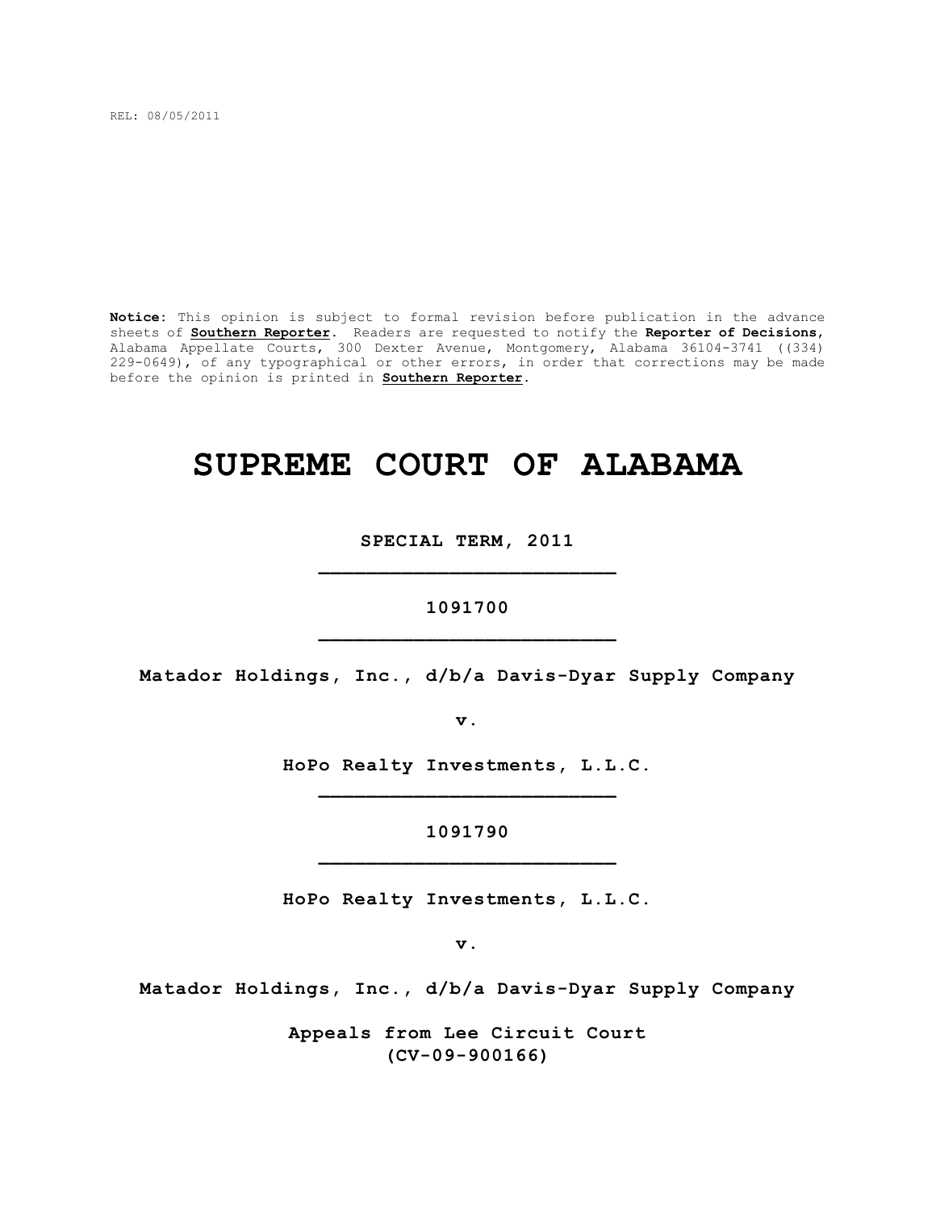REL: 08/05/2011

**Notice:** This opinion is subject to formal revision before publication in the advance sheets of **Southern Reporter**. Readers are requested to notify the **Reporter of Decisions**, Alabama Appellate Courts, 300 Dexter Avenue, Montgomery, Alabama 36104-3741 ((334) 229-0649), of any typographical or other errors, in order that corrections may be made before the opinion is printed in **Southern Reporter**.

# SUPREME COURT OF ALABAMA

**SPECIAL TERM, 2011**

_________________________

**1091700**

_________________________

**Matador Holdings, Inc., d/b/a Davis-Dyar Supply Company**

**v.**

**HoPo Realty Investments, L.L.C.**

_________________________

**1091790**

_________________________

**HoPo Realty Investments, L.L.C.**

**v.**

**Matador Holdings, Inc., d/b/a Davis-Dyar Supply Company**

**Appeals from Lee Circuit Court**
**(CV-09-900166)**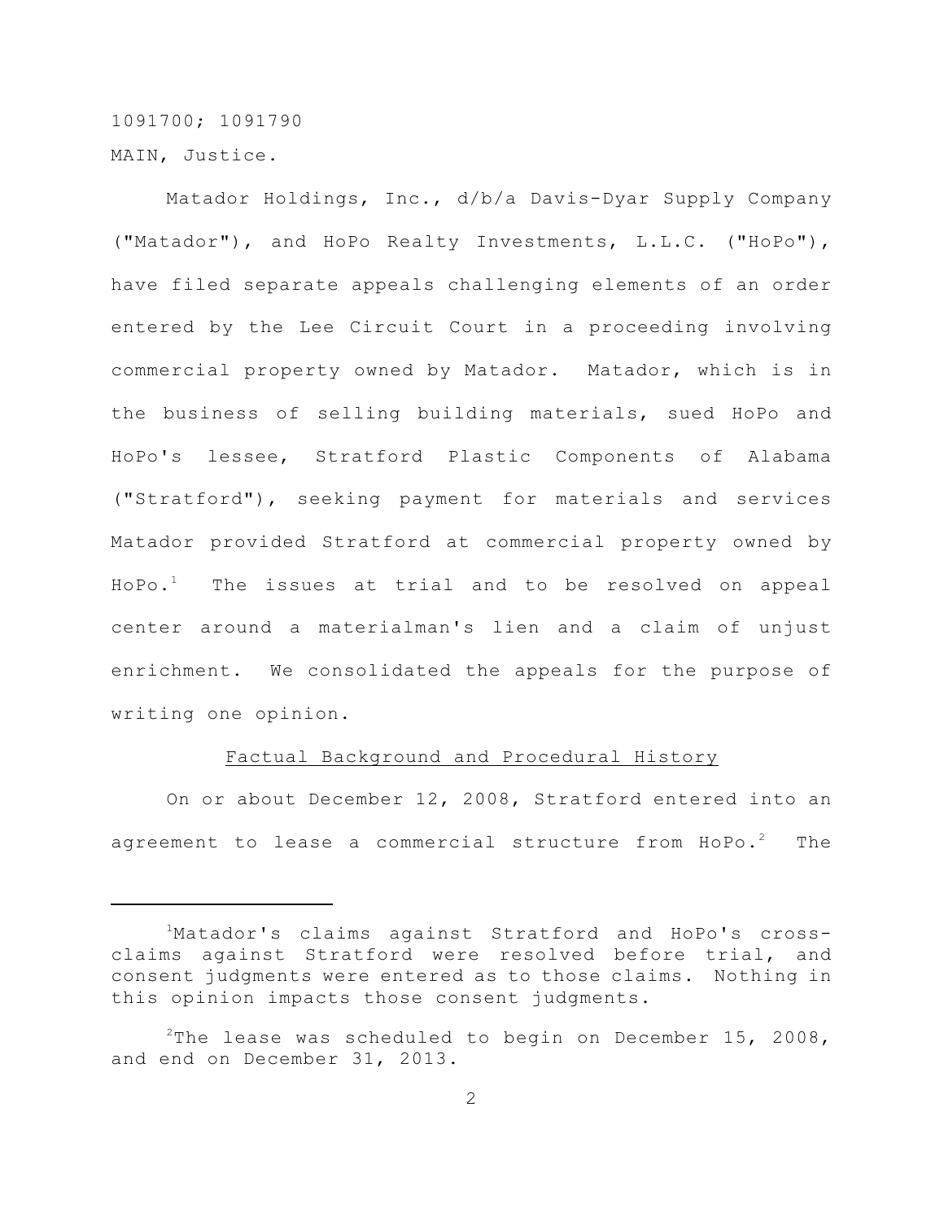1091700; 1091790

MAIN, Justice.

Matador Holdings, Inc., d/b/a Davis-Dyar Supply Company ("Matador"), and HoPo Realty Investments, L.L.C. ("HoPo"), have filed separate appeals challenging elements of an order entered by the Lee Circuit Court in a proceeding involving commercial property owned by Matador. Matador, which is in the business of selling building materials, sued HoPo and HoPo's lessee, Stratford Plastic Components of Alabama ("Stratford"), seeking payment for materials and services Matador provided Stratford at commercial property owned by HoPo.[1] The issues at trial and to be resolved on appeal center around a materialman's lien and a claim of unjust enrichment. We consolidated the appeals for the purpose of writing one opinion.

<u>Factual Background and Procedural History</u>

On or about December 12, 2008, Stratford entered into an agreement to lease a commercial structure from HoPo.[2] The

---

[1] Matador's claims against Stratford and HoPo's cross-claims against Stratford were resolved before trial, and consent judgments were entered as to those claims. Nothing in this opinion impacts those consent judgments.

[2] The lease was scheduled to begin on December 15, 2008, and end on December 31, 2013.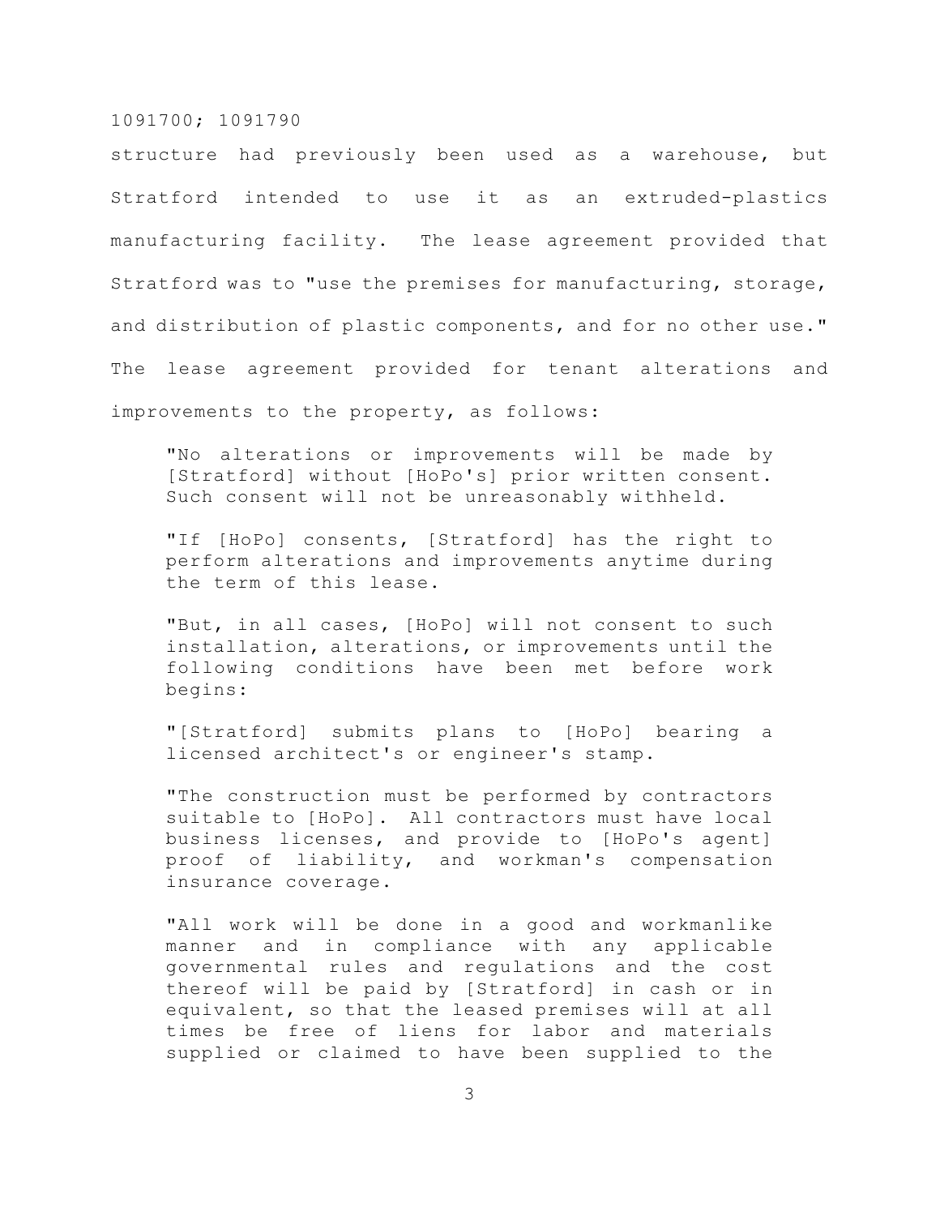structure had previously been used as a warehouse, but Stratford intended to use it as an extruded-plastics manufacturing facility. The lease agreement provided that Stratford was to "use the premises for manufacturing, storage, and distribution of plastic components, and for no other use." The lease agreement provided for tenant alterations and improvements to the property, as follows:

> "No alterations or improvements will be made by [Stratford] without [HoPo's] prior written consent. Such consent will not be unreasonably withheld.
>
> "If [HoPo] consents, [Stratford] has the right to perform alterations and improvements anytime during the term of this lease.
>
> "But, in all cases, [HoPo] will not consent to such installation, alterations, or improvements until the following conditions have been met before work begins:
>
> "[Stratford] submits plans to [HoPo] bearing a licensed architect's or engineer's stamp.
>
> "The construction must be performed by contractors suitable to [HoPo]. All contractors must have local business licenses, and provide to [HoPo's agent] proof of liability, and workman's compensation insurance coverage.
>
> "All work will be done in a good and workmanlike manner and in compliance with any applicable governmental rules and regulations and the cost thereof will be paid by [Stratford] in cash or in equivalent, so that the leased premises will at all times be free of liens for labor and materials supplied or claimed to have been supplied to the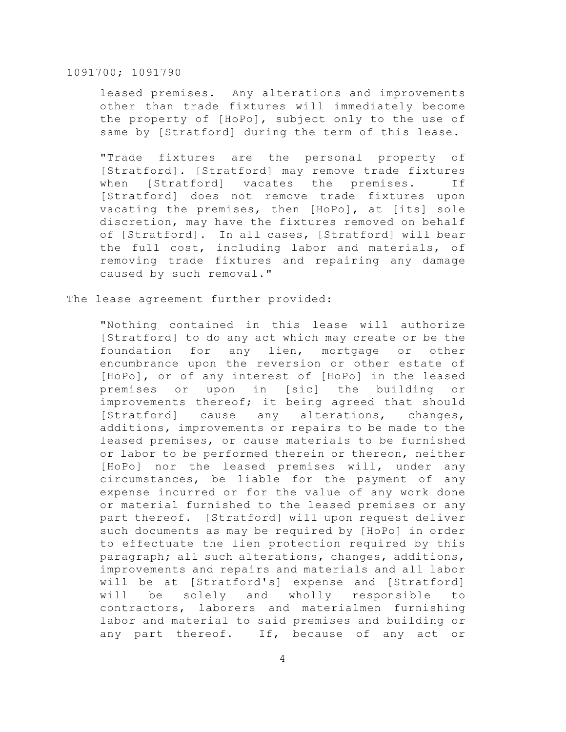leased premises. Any alterations and improvements other than trade fixtures will immediately become the property of [HoPo], subject only to the use of same by [Stratford] during the term of this lease.

"Trade fixtures are the personal property of [Stratford]. [Stratford] may remove trade fixtures when [Stratford] vacates the premises. If [Stratford] does not remove trade fixtures upon vacating the premises, then [HoPo], at [its] sole discretion, may have the fixtures removed on behalf of [Stratford]. In all cases, [Stratford] will bear the full cost, including labor and materials, of removing trade fixtures and repairing any damage caused by such removal."

The lease agreement further provided:

"Nothing contained in this lease will authorize [Stratford] to do any act which may create or be the foundation for any lien, mortgage or other encumbrance upon the reversion or other estate of [HoPo], or of any interest of [HoPo] in the leased premises or upon in [sic] the building or improvements thereof; it being agreed that should [Stratford] cause any alterations, changes, additions, improvements or repairs to be made to the leased premises, or cause materials to be furnished or labor to be performed therein or thereon, neither [HoPo] nor the leased premises will, under any circumstances, be liable for the payment of any expense incurred or for the value of any work done or material furnished to the leased premises or any part thereof. [Stratford] will upon request deliver such documents as may be required by [HoPo] in order to effectuate the lien protection required by this paragraph; all such alterations, changes, additions, improvements and repairs and materials and all labor will be at [Stratford's] expense and [Stratford] will be solely and wholly responsible to contractors, laborers and materialmen furnishing labor and material to said premises and building or any part thereof. If, because of any act or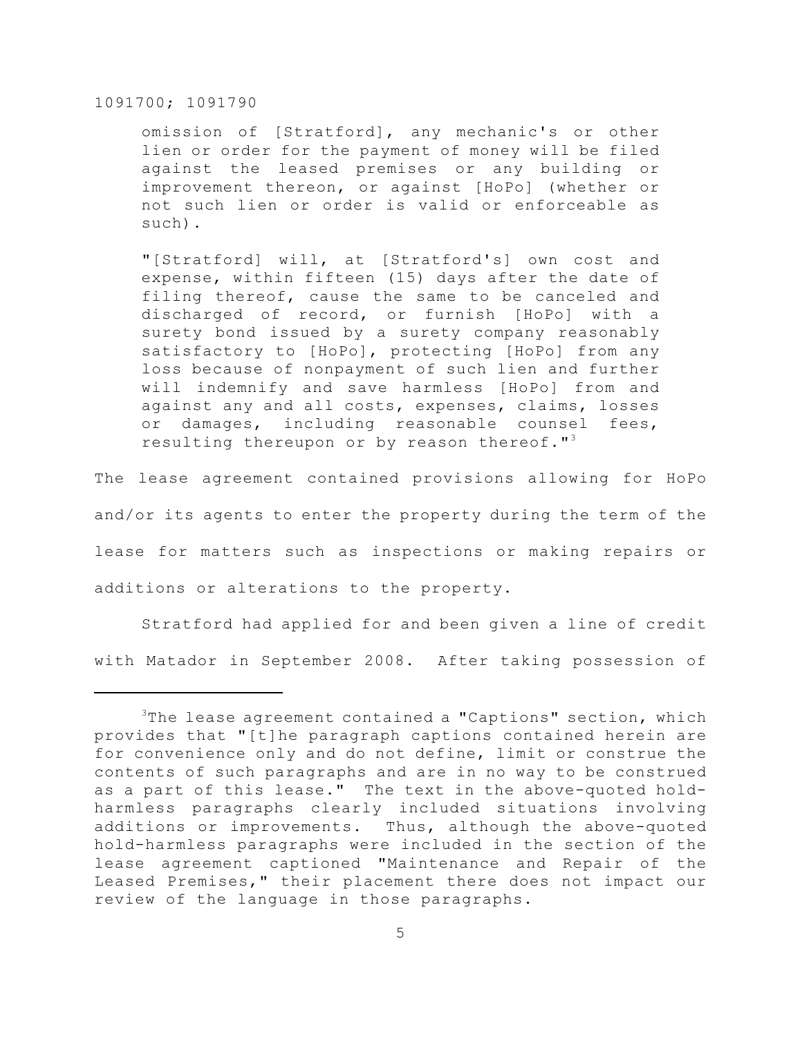omission of [Stratford], any mechanic's or other lien or order for the payment of money will be filed against the leased premises or any building or improvement thereon, or against [HoPo] (whether or not such lien or order is valid or enforceable as such).

"[Stratford] will, at [Stratford's] own cost and expense, within fifteen (15) days after the date of filing thereof, cause the same to be canceled and discharged of record, or furnish [HoPo] with a surety bond issued by a surety company reasonably satisfactory to [HoPo], protecting [HoPo] from any loss because of nonpayment of such lien and further will indemnify and save harmless [HoPo] from and against any and all costs, expenses, claims, losses or damages, including reasonable counsel fees, resulting thereupon or by reason thereof."[3]

The lease agreement contained provisions allowing for HoPo and/or its agents to enter the property during the term of the lease for matters such as inspections or making repairs or additions or alterations to the property.

Stratford had applied for and been given a line of credit with Matador in September 2008. After taking possession of

---

[3]The lease agreement contained a "Captions" section, which provides that "[t]he paragraph captions contained herein are for convenience only and do not define, limit or construe the contents of such paragraphs and are in no way to be construed as a part of this lease." The text in the above-quoted hold-harmless paragraphs clearly included situations involving additions or improvements. Thus, although the above-quoted hold-harmless paragraphs were included in the section of the lease agreement captioned "Maintenance and Repair of the Leased Premises," their placement there does not impact our review of the language in those paragraphs.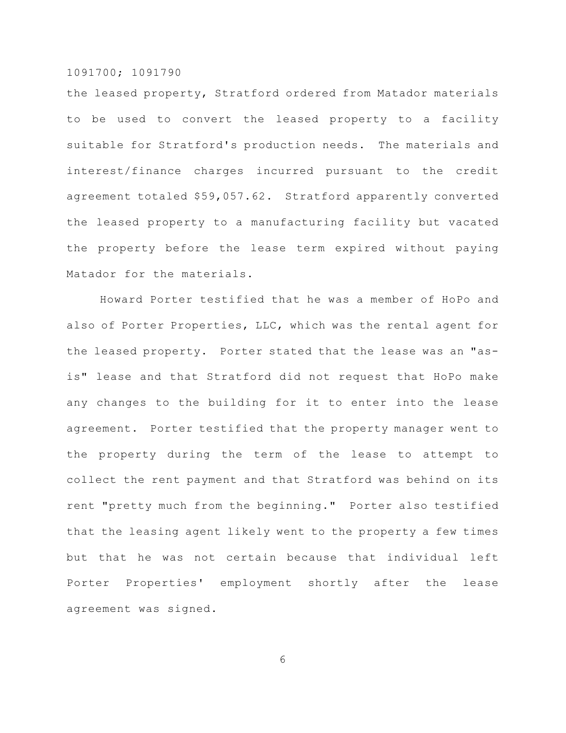the leased property, Stratford ordered from Matador materials to be used to convert the leased property to a facility suitable for Stratford's production needs. The materials and interest/finance charges incurred pursuant to the credit agreement totaled $59,057.62. Stratford apparently converted the leased property to a manufacturing facility but vacated the property before the lease term expired without paying Matador for the materials.

Howard Porter testified that he was a member of HoPo and also of Porter Properties, LLC, which was the rental agent for the leased property. Porter stated that the lease was an "as-is" lease and that Stratford did not request that HoPo make any changes to the building for it to enter into the lease agreement. Porter testified that the property manager went to the property during the term of the lease to attempt to collect the rent payment and that Stratford was behind on its rent "pretty much from the beginning." Porter also testified that the leasing agent likely went to the property a few times but that he was not certain because that individual left Porter Properties' employment shortly after the lease agreement was signed.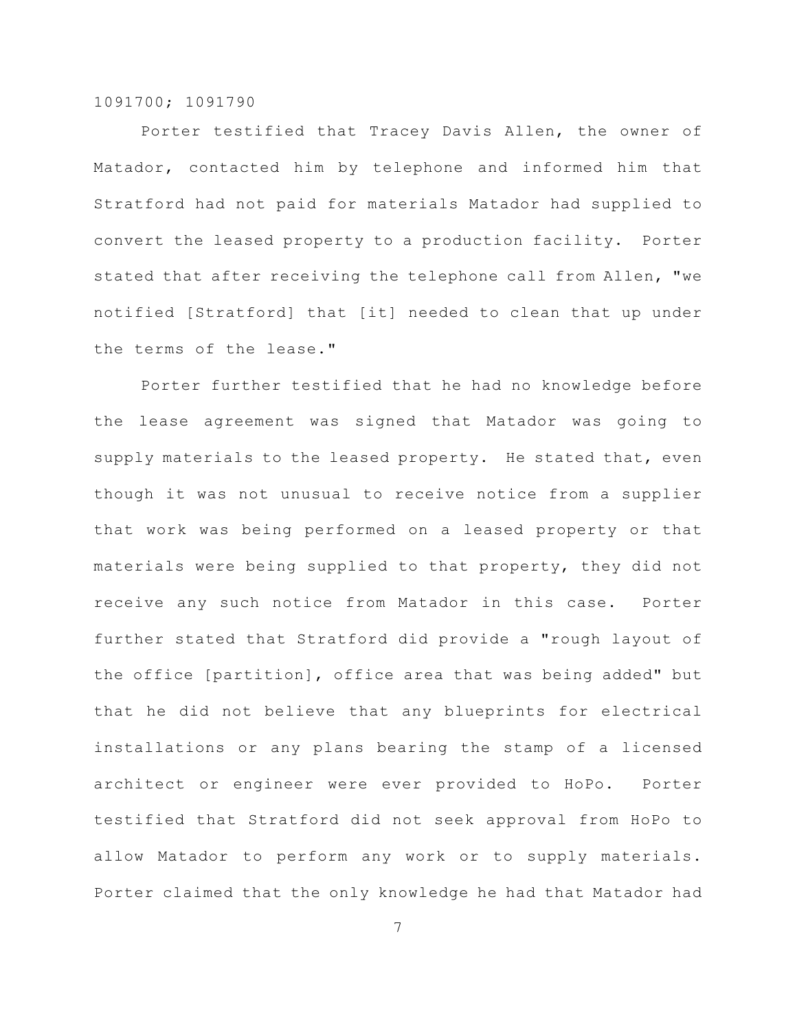Porter testified that Tracey Davis Allen, the owner of Matador, contacted him by telephone and informed him that Stratford had not paid for materials Matador had supplied to convert the leased property to a production facility. Porter stated that after receiving the telephone call from Allen, "we notified [Stratford] that [it] needed to clean that up under the terms of the lease."

Porter further testified that he had no knowledge before the lease agreement was signed that Matador was going to supply materials to the leased property. He stated that, even though it was not unusual to receive notice from a supplier that work was being performed on a leased property or that materials were being supplied to that property, they did not receive any such notice from Matador in this case. Porter further stated that Stratford did provide a "rough layout of the office [partition], office area that was being added" but that he did not believe that any blueprints for electrical installations or any plans bearing the stamp of a licensed architect or engineer were ever provided to HoPo. Porter testified that Stratford did not seek approval from HoPo to allow Matador to perform any work or to supply materials. Porter claimed that the only knowledge he had that Matador had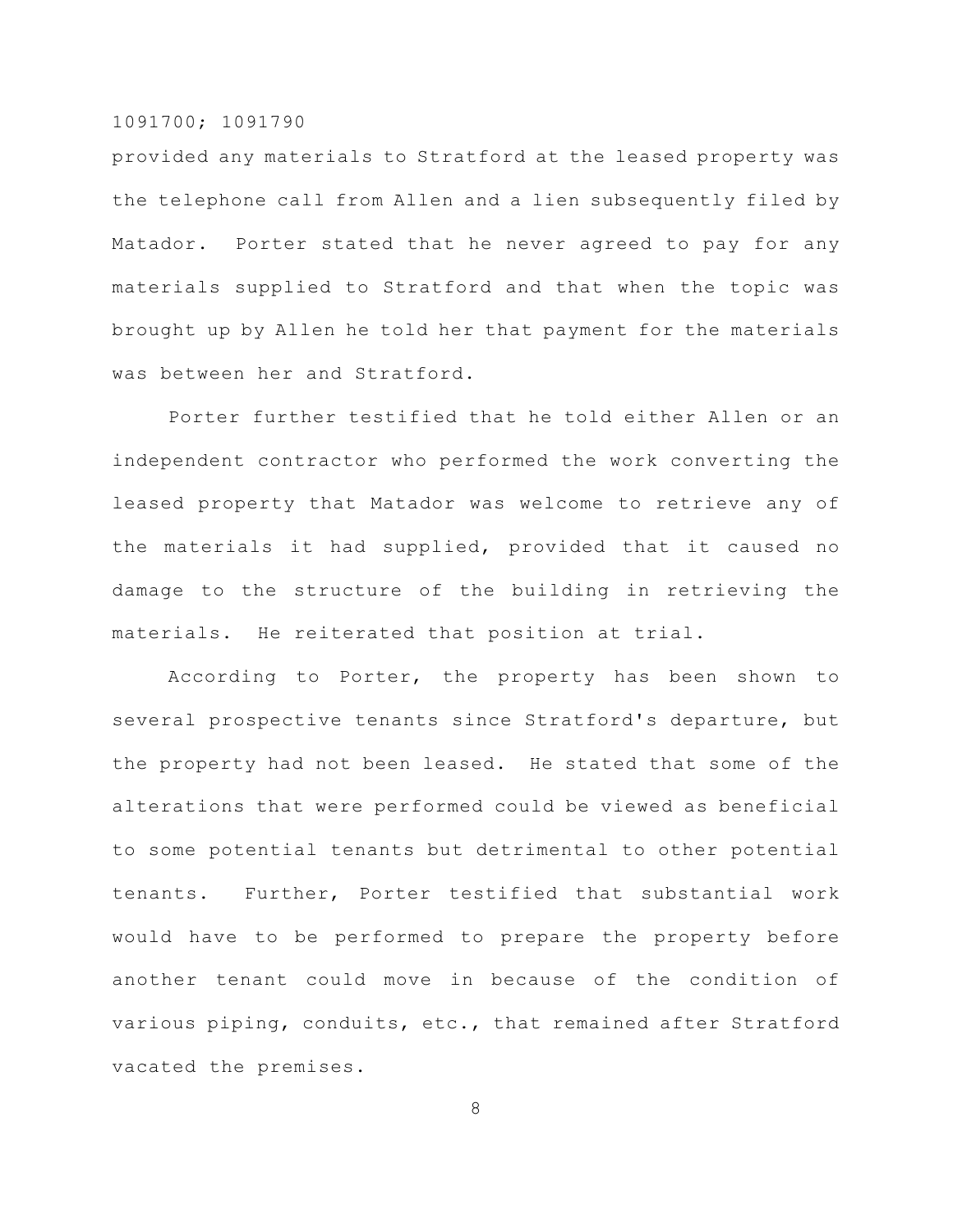provided any materials to Stratford at the leased property was the telephone call from Allen and a lien subsequently filed by Matador. Porter stated that he never agreed to pay for any materials supplied to Stratford and that when the topic was brought up by Allen he told her that payment for the materials was between her and Stratford.

Porter further testified that he told either Allen or an independent contractor who performed the work converting the leased property that Matador was welcome to retrieve any of the materials it had supplied, provided that it caused no damage to the structure of the building in retrieving the materials. He reiterated that position at trial.

According to Porter, the property has been shown to several prospective tenants since Stratford's departure, but the property had not been leased. He stated that some of the alterations that were performed could be viewed as beneficial to some potential tenants but detrimental to other potential tenants. Further, Porter testified that substantial work would have to be performed to prepare the property before another tenant could move in because of the condition of various piping, conduits, etc., that remained after Stratford vacated the premises.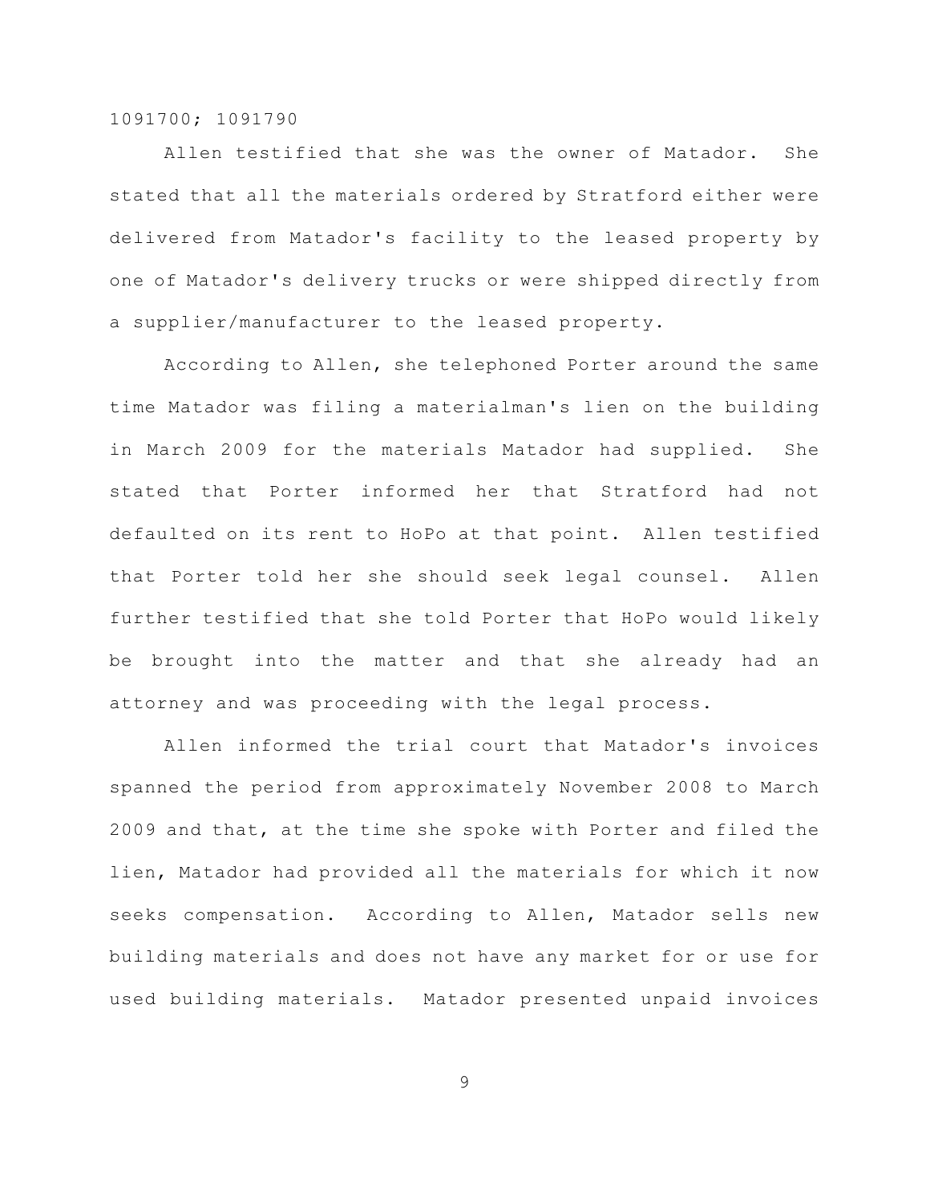Allen testified that she was the owner of Matador. She stated that all the materials ordered by Stratford either were delivered from Matador's facility to the leased property by one of Matador's delivery trucks or were shipped directly from a supplier/manufacturer to the leased property.

According to Allen, she telephoned Porter around the same time Matador was filing a materialman's lien on the building in March 2009 for the materials Matador had supplied. She stated that Porter informed her that Stratford had not defaulted on its rent to HoPo at that point. Allen testified that Porter told her she should seek legal counsel. Allen further testified that she told Porter that HoPo would likely be brought into the matter and that she already had an attorney and was proceeding with the legal process.

Allen informed the trial court that Matador's invoices spanned the period from approximately November 2008 to March 2009 and that, at the time she spoke with Porter and filed the lien, Matador had provided all the materials for which it now seeks compensation. According to Allen, Matador sells new building materials and does not have any market for or use for used building materials. Matador presented unpaid invoices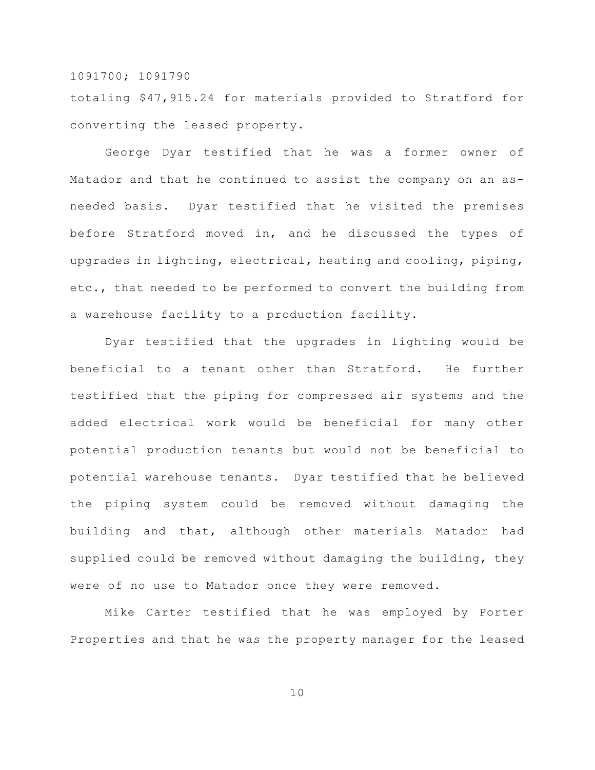totaling $47,915.24 for materials provided to Stratford for converting the leased property.

George Dyar testified that he was a former owner of Matador and that he continued to assist the company on an as-needed basis. Dyar testified that he visited the premises before Stratford moved in, and he discussed the types of upgrades in lighting, electrical, heating and cooling, piping, etc., that needed to be performed to convert the building from a warehouse facility to a production facility.

Dyar testified that the upgrades in lighting would be beneficial to a tenant other than Stratford. He further testified that the piping for compressed air systems and the added electrical work would be beneficial for many other potential production tenants but would not be beneficial to potential warehouse tenants. Dyar testified that he believed the piping system could be removed without damaging the building and that, although other materials Matador had supplied could be removed without damaging the building, they were of no use to Matador once they were removed.

Mike Carter testified that he was employed by Porter Properties and that he was the property manager for the leased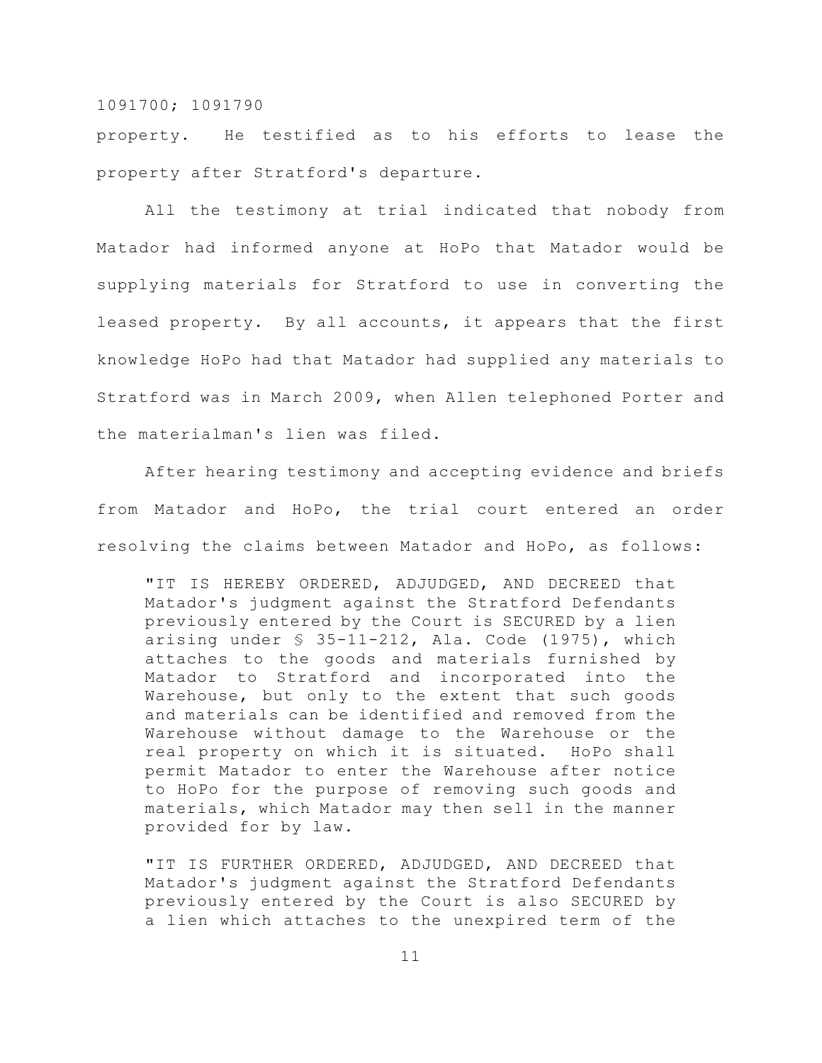property. He testified as to his efforts to lease the property after Stratford's departure.

All the testimony at trial indicated that nobody from Matador had informed anyone at HoPo that Matador would be supplying materials for Stratford to use in converting the leased property. By all accounts, it appears that the first knowledge HoPo had that Matador had supplied any materials to Stratford was in March 2009, when Allen telephoned Porter and the materialman's lien was filed.

After hearing testimony and accepting evidence and briefs from Matador and HoPo, the trial court entered an order resolving the claims between Matador and HoPo, as follows:

> "IT IS HEREBY ORDERED, ADJUDGED, AND DECREED that Matador's judgment against the Stratford Defendants previously entered by the Court is SECURED by a lien arising under § 35-11-212, Ala. Code (1975), which attaches to the goods and materials furnished by Matador to Stratford and incorporated into the Warehouse, but only to the extent that such goods and materials can be identified and removed from the Warehouse without damage to the Warehouse or the real property on which it is situated. HoPo shall permit Matador to enter the Warehouse after notice to HoPo for the purpose of removing such goods and materials, which Matador may then sell in the manner provided for by law.
>
> "IT IS FURTHER ORDERED, ADJUDGED, AND DECREED that Matador's judgment against the Stratford Defendants previously entered by the Court is also SECURED by a lien which attaches to the unexpired term of the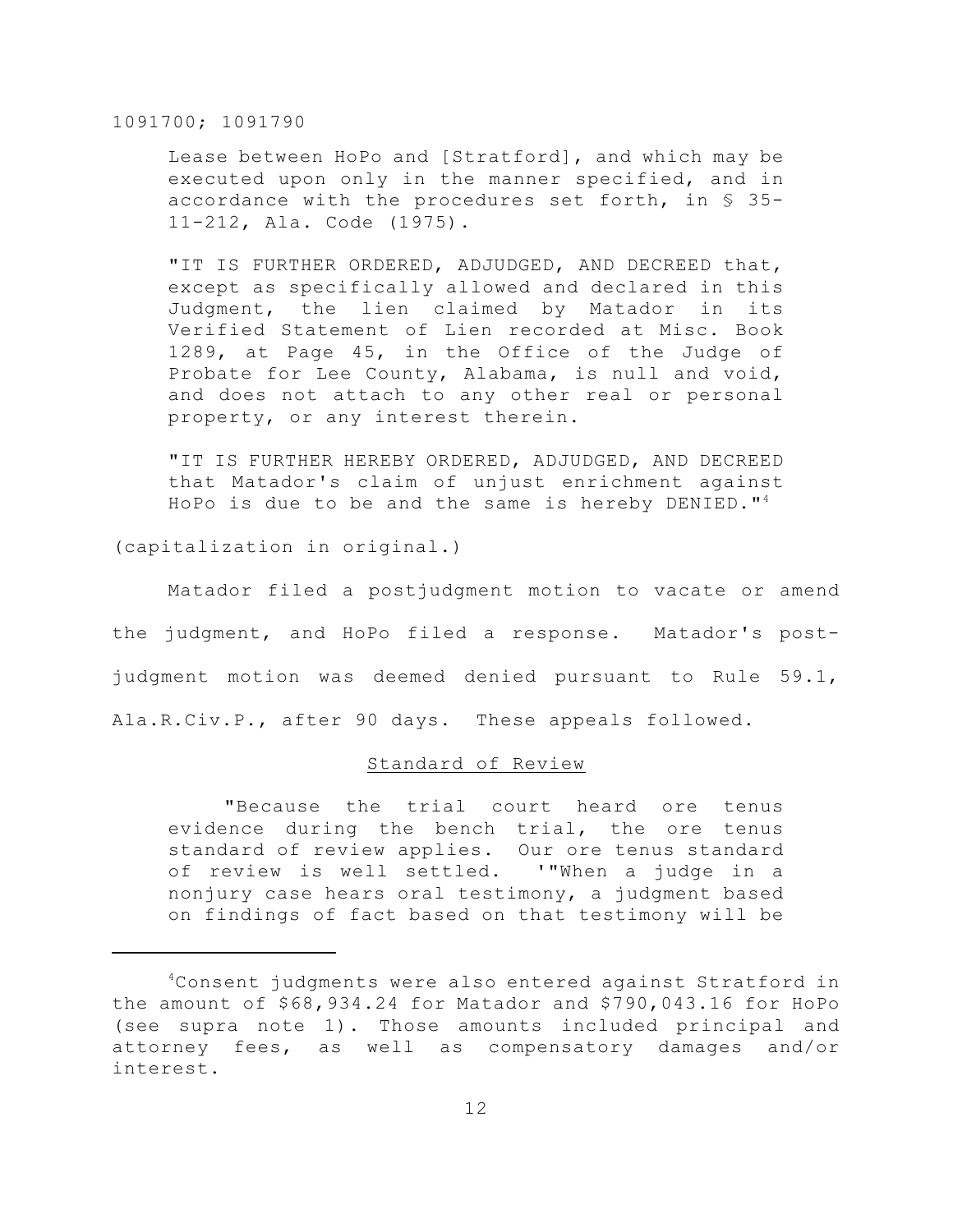Lease between HoPo and [Stratford], and which may be executed upon only in the manner specified, and in accordance with the procedures set forth, in § 35-11-212, Ala. Code (1975).

"IT IS FURTHER ORDERED, ADJUDGED, AND DECREED that, except as specifically allowed and declared in this Judgment, the lien claimed by Matador in its Verified Statement of Lien recorded at Misc. Book 1289, at Page 45, in the Office of the Judge of Probate for Lee County, Alabama, is null and void, and does not attach to any other real or personal property, or any interest therein.

"IT IS FURTHER HEREBY ORDERED, ADJUDGED, AND DECREED that Matador's claim of unjust enrichment against HoPo is due to be and the same is hereby DENIED."[4]

(capitalization in original.)

Matador filed a postjudgment motion to vacate or amend the judgment, and HoPo filed a response. Matador's post-judgment motion was deemed denied pursuant to Rule 59.1, Ala.R.Civ.P., after 90 days. These appeals followed.

## Standard of Review

"Because the trial court heard ore tenus evidence during the bench trial, the ore tenus standard of review applies. Our ore tenus standard of review is well settled. '"When a judge in a nonjury case hears oral testimony, a judgment based on findings of fact based on that testimony will be

---

[4]Consent judgments were also entered against Stratford in the amount of $68,934.24 for Matador and $790,043.16 for HoPo (see supra note 1). Those amounts included principal and attorney fees, as well as compensatory damages and/or interest.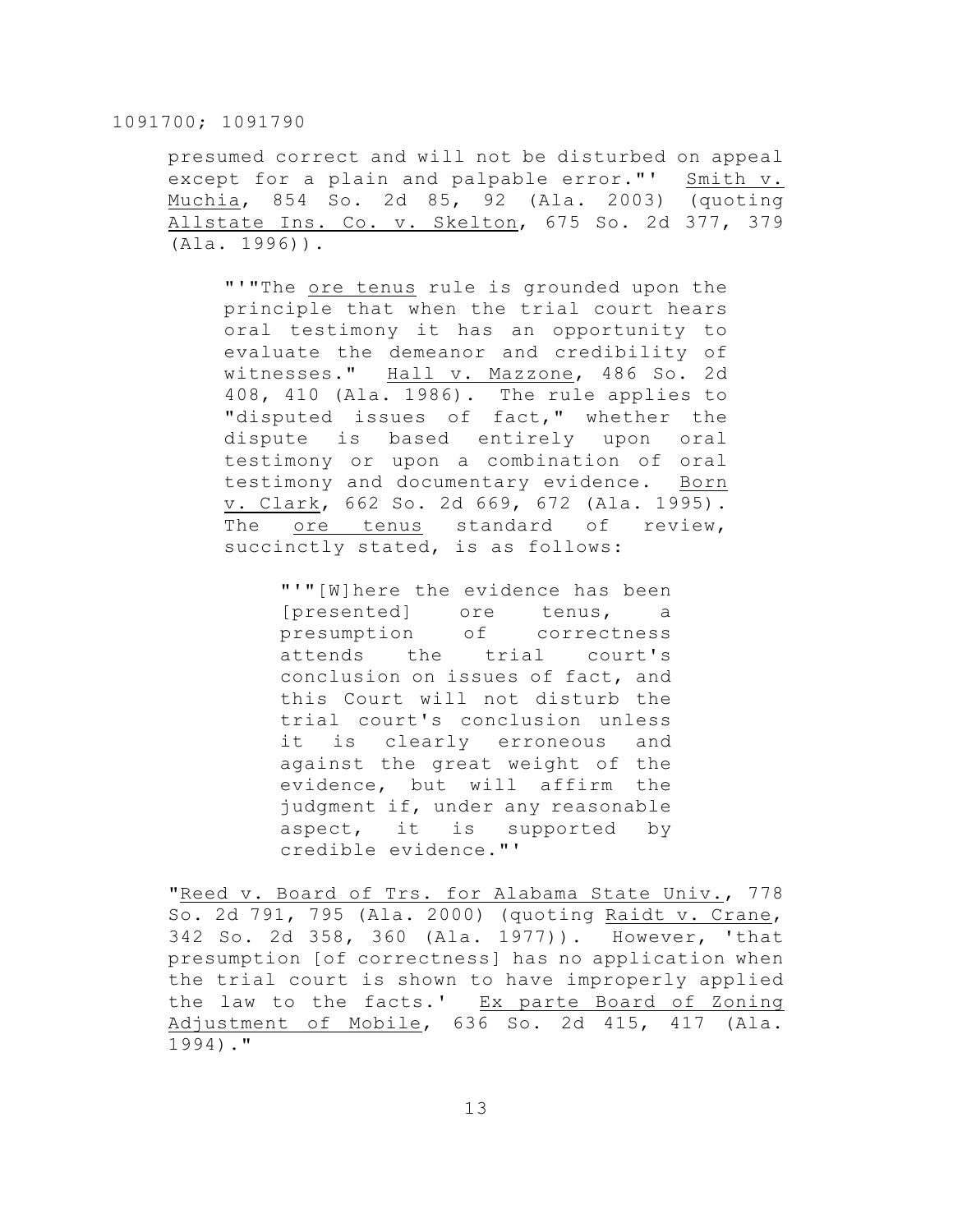presumed correct and will not be disturbed on appeal except for a plain and palpable error."' Smith v. Muchia, 854 So. 2d 85, 92 (Ala. 2003) (quoting Allstate Ins. Co. v. Skelton, 675 So. 2d 377, 379 (Ala. 1996)).

> "'"The *ore tenus* rule is grounded upon the principle that when the trial court hears oral testimony it has an opportunity to evaluate the demeanor and credibility of witnesses." Hall v. Mazzone, 486 So. 2d 408, 410 (Ala. 1986). The rule applies to "disputed issues of fact," whether the dispute is based entirely upon oral testimony or upon a combination of oral testimony and documentary evidence. Born v. Clark, 662 So. 2d 669, 672 (Ala. 1995). The *ore tenus* standard of review, succinctly stated, is as follows:
>
> > "'"[W]here the evidence has been [presented] ore tenus, a presumption of correctness attends the trial court's conclusion on issues of fact, and this Court will not disturb the trial court's conclusion unless it is clearly erroneous and against the great weight of the evidence, but will affirm the judgment if, under any reasonable aspect, it is supported by credible evidence."'

"Reed v. Board of Trs. for Alabama State Univ., 778 So. 2d 791, 795 (Ala. 2000) (quoting Raidt v. Crane, 342 So. 2d 358, 360 (Ala. 1977)). However, 'that presumption [of correctness] has no application when the trial court is shown to have improperly applied the law to the facts.' Ex parte Board of Zoning Adjustment of Mobile, 636 So. 2d 415, 417 (Ala. 1994)."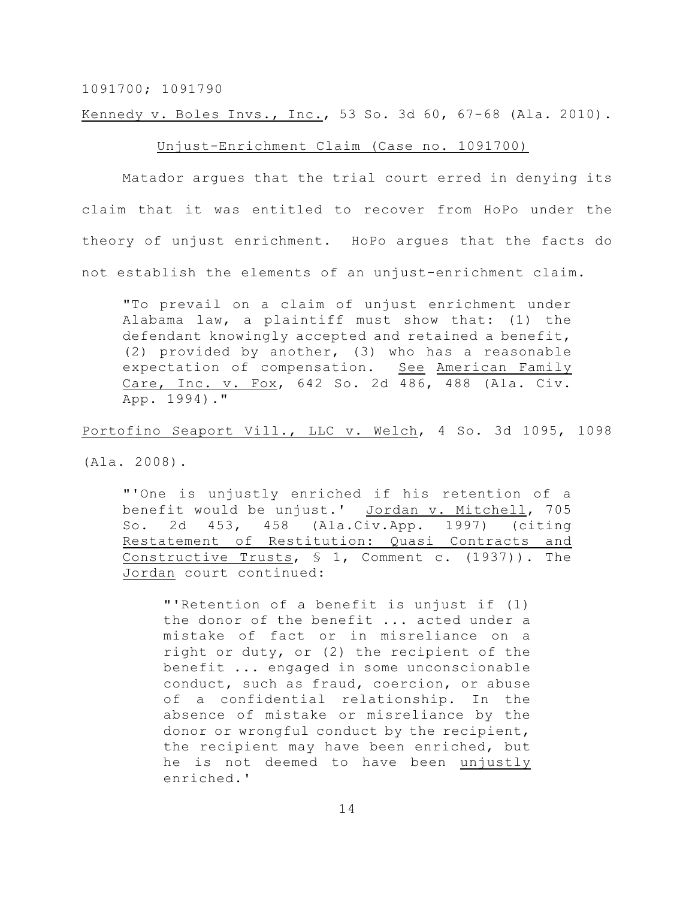Kennedy v. Boles Invs., Inc., 53 So. 3d 60, 67-68 (Ala. 2010).

## Unjust-Enrichment Claim (Case no. 1091700)

Matador argues that the trial court erred in denying its claim that it was entitled to recover from HoPo under the theory of unjust enrichment. HoPo argues that the facts do not establish the elements of an unjust-enrichment claim.

> "To prevail on a claim of unjust enrichment under Alabama law, a plaintiff must show that: (1) the defendant knowingly accepted and retained a benefit, (2) provided by another, (3) who has a reasonable expectation of compensation. See American Family Care, Inc. v. Fox, 642 So. 2d 486, 488 (Ala. Civ. App. 1994)."

Portofino Seaport Vill., LLC v. Welch, 4 So. 3d 1095, 1098 (Ala. 2008).

> "'One is unjustly enriched if his retention of a benefit would be unjust.' Jordan v. Mitchell, 705 So. 2d 453, 458 (Ala.Civ.App. 1997) (citing Restatement of Restitution: Quasi Contracts and Constructive Trusts, § 1, Comment c. (1937)). The Jordan court continued:
>
> > "'Retention of a benefit is unjust if (1) the donor of the benefit ... acted under a mistake of fact or in misreliance on a right or duty, or (2) the recipient of the benefit ... engaged in some unconscionable conduct, such as fraud, coercion, or abuse of a confidential relationship. In the absence of mistake or misreliance by the donor or wrongful conduct by the recipient, the recipient may have been enriched, but he is not deemed to have been *unjustly* enriched.'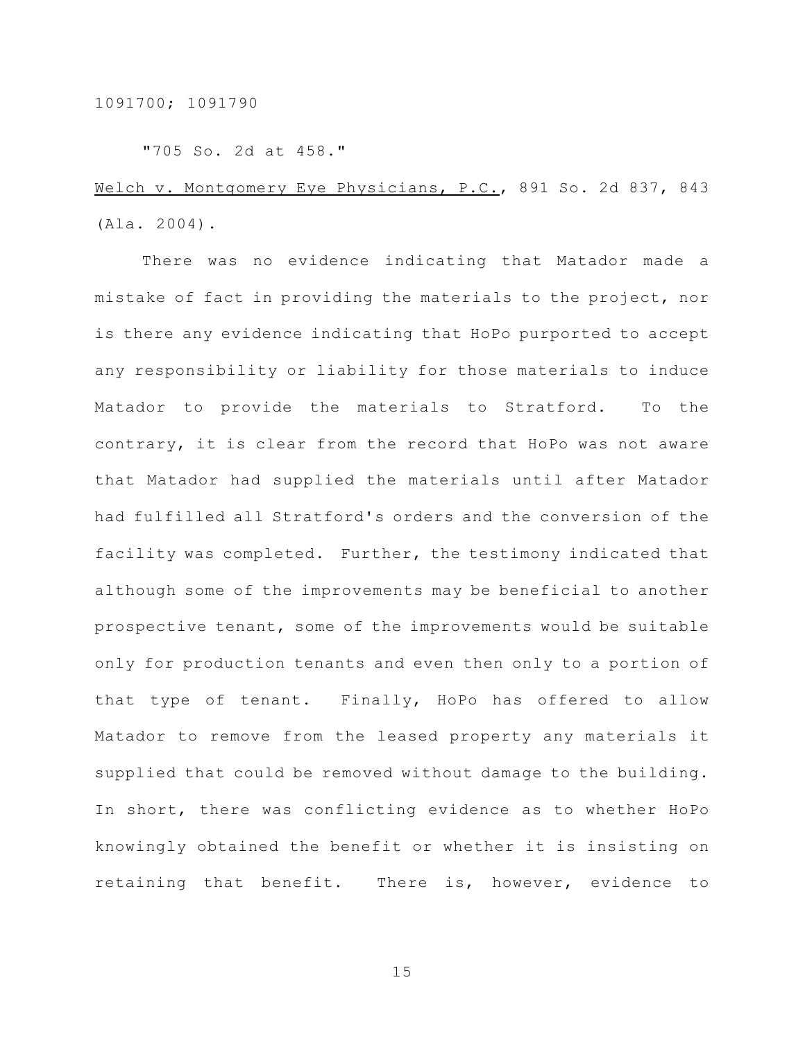"705 So. 2d at 458."

_Welch v. Montgomery Eye Physicians, P.C._, 891 So. 2d 837, 843 (Ala. 2004).

There was no evidence indicating that Matador made a mistake of fact in providing the materials to the project, nor is there any evidence indicating that HoPo purported to accept any responsibility or liability for those materials to induce Matador to provide the materials to Stratford. To the contrary, it is clear from the record that HoPo was not aware that Matador had supplied the materials until after Matador had fulfilled all Stratford's orders and the conversion of the facility was completed. Further, the testimony indicated that although some of the improvements may be beneficial to another prospective tenant, some of the improvements would be suitable only for production tenants and even then only to a portion of that type of tenant. Finally, HoPo has offered to allow Matador to remove from the leased property any materials it supplied that could be removed without damage to the building. In short, there was conflicting evidence as to whether HoPo knowingly obtained the benefit or whether it is insisting on retaining that benefit. There is, however, evidence to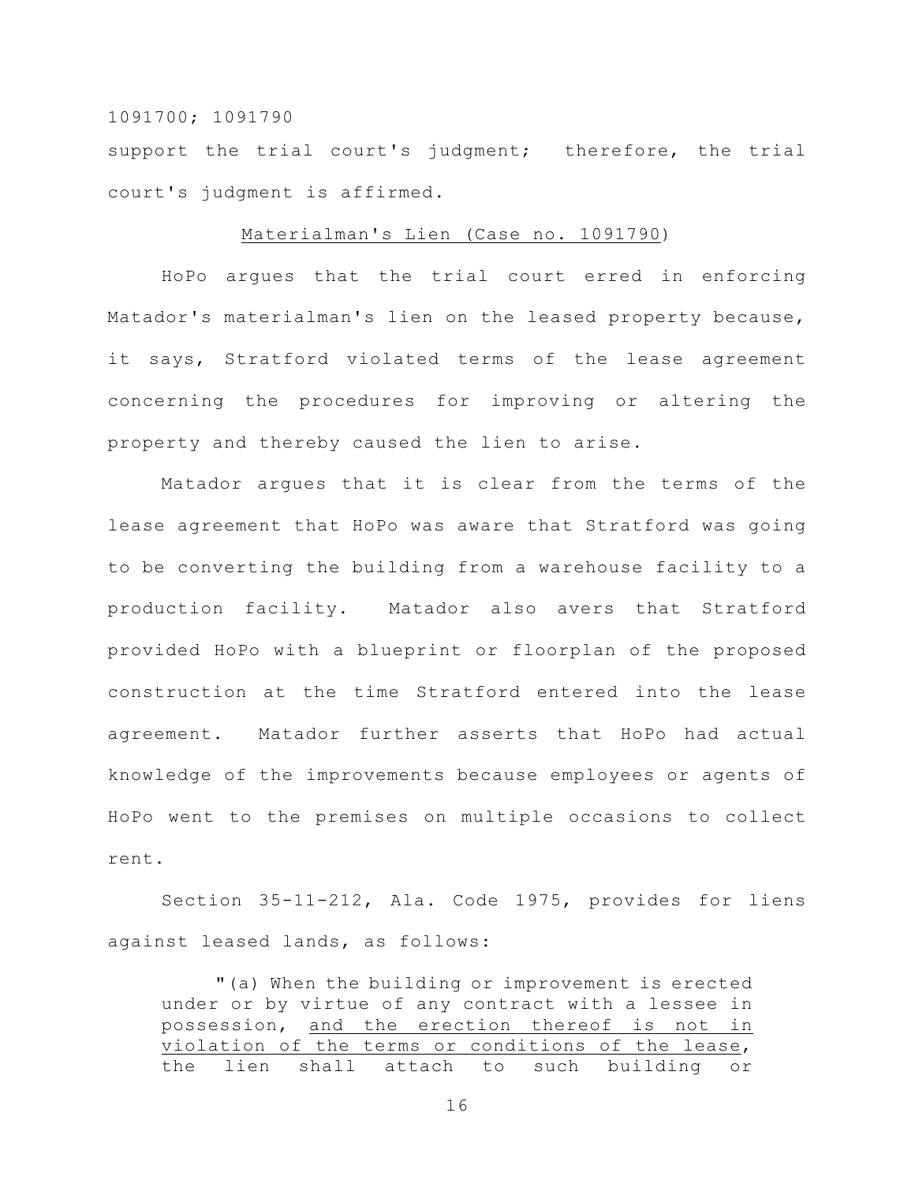support the trial court's judgment; therefore, the trial court's judgment is affirmed.

Materialman's Lien (Case no. 1091790)

HoPo argues that the trial court erred in enforcing Matador's materialman's lien on the leased property because, it says, Stratford violated terms of the lease agreement concerning the procedures for improving or altering the property and thereby caused the lien to arise.

Matador argues that it is clear from the terms of the lease agreement that HoPo was aware that Stratford was going to be converting the building from a warehouse facility to a production facility. Matador also avers that Stratford provided HoPo with a blueprint or floorplan of the proposed construction at the time Stratford entered into the lease agreement. Matador further asserts that HoPo had actual knowledge of the improvements because employees or agents of HoPo went to the premises on multiple occasions to collect rent.

Section 35-11-212, Ala. Code 1975, provides for liens against leased lands, as follows:

> "(a) When the building or improvement is erected under or by virtue of any contract with a lessee in possession, and the erection thereof is not in violation of the terms or conditions of the lease, the lien shall attach to such building or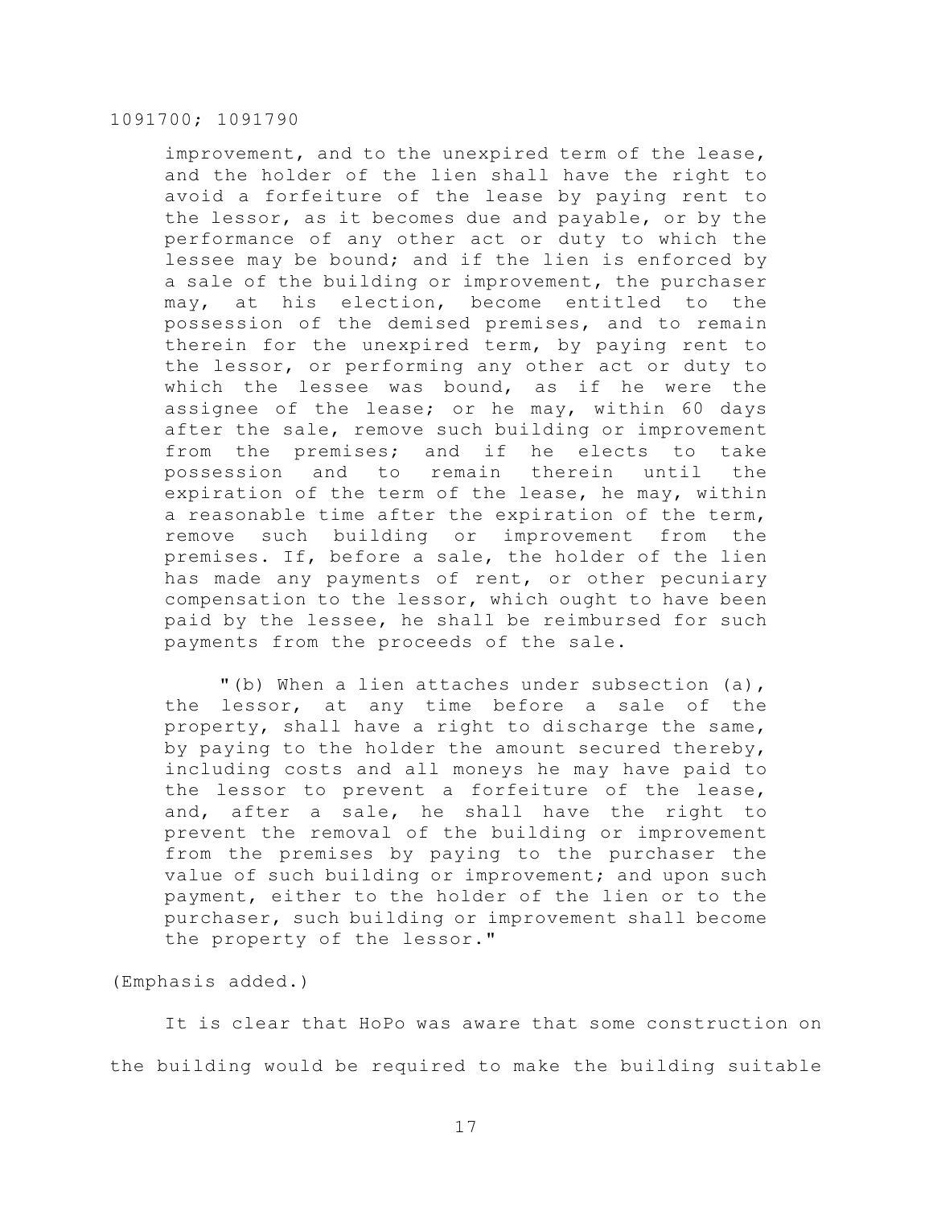> improvement, and to the unexpired term of the lease, and the holder of the lien shall have the right to avoid a forfeiture of the lease by paying rent to the lessor, as it becomes due and payable, or by the performance of any other act or duty to which the lessee may be bound; and if the lien is enforced by a sale of the building or improvement, the purchaser may, at his election, become entitled to the possession of the demised premises, and to remain therein for the unexpired term, by paying rent to the lessor, or performing any other act or duty to which the lessee was bound, as if he were the assignee of the lease; or he may, within 60 days after the sale, remove such building or improvement from the premises; and if he elects to take possession and to remain therein until the expiration of the term of the lease, he may, within a reasonable time after the expiration of the term, remove such building or improvement from the premises. If, before a sale, the holder of the lien has made any payments of rent, or other pecuniary compensation to the lessor, which ought to have been paid by the lessee, he shall be reimbursed for such payments from the proceeds of the sale.
>
> "(b) When a lien attaches under subsection (a), the lessor, at any time before a sale of the property, shall have a right to discharge the same, by paying to the holder the amount secured thereby, including costs and all moneys he may have paid to the lessor to prevent a forfeiture of the lease, and, after a sale, he shall have the right to prevent the removal of the building or improvement from the premises by paying to the purchaser the value of such building or improvement; and upon such payment, either to the holder of the lien or to the purchaser, such building or improvement shall become the property of the lessor."

(Emphasis added.)

It is clear that HoPo was aware that some construction on the building would be required to make the building suitable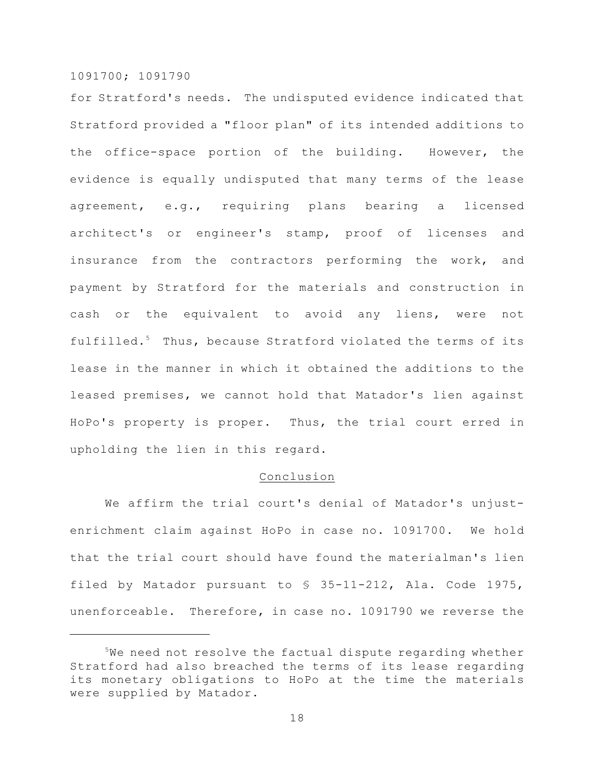for Stratford's needs. The undisputed evidence indicated that Stratford provided a "floor plan" of its intended additions to the office-space portion of the building. However, the evidence is equally undisputed that many terms of the lease agreement, e.g., requiring plans bearing a licensed architect's or engineer's stamp, proof of licenses and insurance from the contractors performing the work, and payment by Stratford for the materials and construction in cash or the equivalent to avoid any liens, were not fulfilled.[5] Thus, because Stratford violated the terms of its lease in the manner in which it obtained the additions to the leased premises, we cannot hold that Matador's lien against HoPo's property is proper. Thus, the trial court erred in upholding the lien in this regard.

## Conclusion

We affirm the trial court's denial of Matador's unjust-enrichment claim against HoPo in case no. 1091700. We hold that the trial court should have found the materialman's lien filed by Matador pursuant to § 35-11-212, Ala. Code 1975, unenforceable. Therefore, in case no. 1091790 we reverse the

---

[5]We need not resolve the factual dispute regarding whether Stratford had also breached the terms of its lease regarding its monetary obligations to HoPo at the time the materials were supplied by Matador.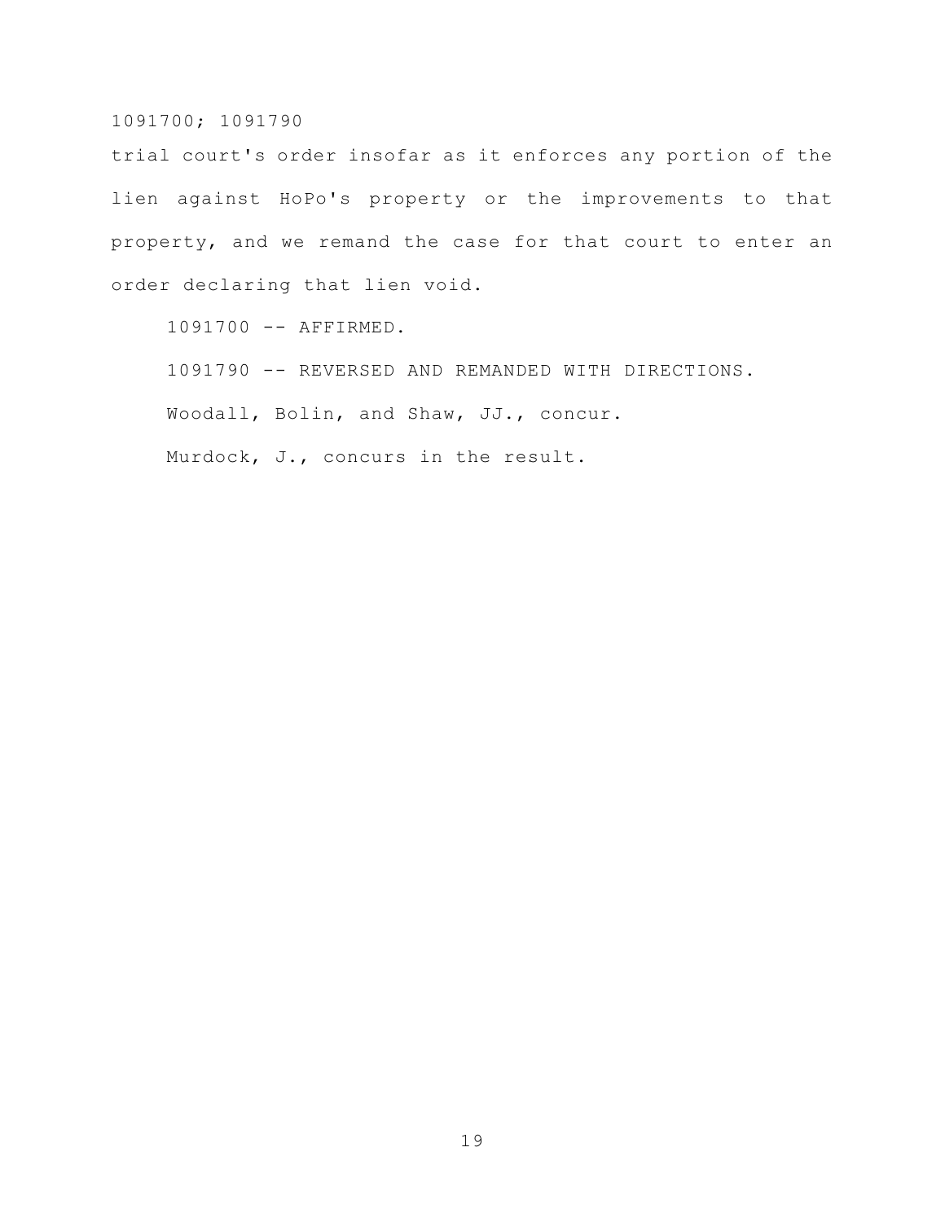trial court's order insofar as it enforces any portion of the lien against HoPo's property or the improvements to that property, and we remand the case for that court to enter an order declaring that lien void.

1091700 -- AFFIRMED.

1091790 -- REVERSED AND REMANDED WITH DIRECTIONS.

Woodall, Bolin, and Shaw, JJ., concur.

Murdock, J., concurs in the result.